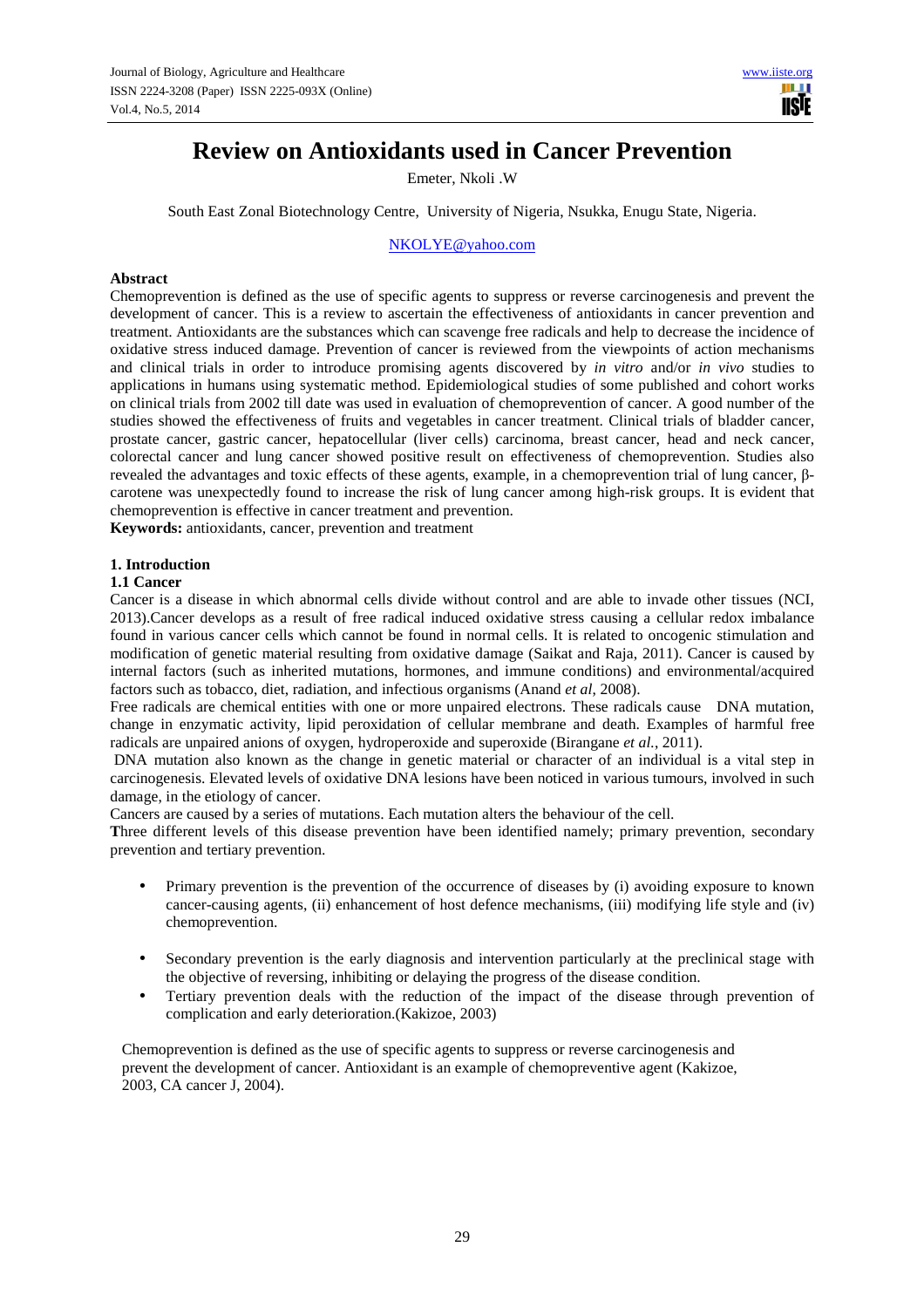# Review on Antioxidants used in Cancer Prevention

Emeter, Nkoli .W

South East Zonal Biotechnology Centre, University of Nigeria, Nsukka, Enugu State, Nigeria.

NKOLYE@yahoo.com

**Abstract**

Chemoprevention is defined as the use of specific agents to suppress or reverse carcinogenesis and prevent the development of cancer. This is a review to ascertain the effectiveness of antioxidants in cancer prevention and treatment. Antioxidants are the substances which can scavenge free radicals and help to decrease the incidence of oxidative stress induced damage. Prevention of cancer is reviewed from the viewpoints of action mechanisms and clinical trials in order to introduce promising agents discovered by *in vitro* and/or *in vivo* studies to applications in humans using systematic method. Epidemiological studies of some published and cohort works on clinical trials from 2002 till date was used in evaluation of chemoprevention of cancer. A good number of the studies showed the effectiveness of fruits and vegetables in cancer treatment. Clinical trials of bladder cancer, prostate cancer, gastric cancer, hepatocellular (liver cells) carcinoma, breast cancer, head and neck cancer, colorectal cancer and lung cancer showed positive result on effectiveness of chemoprevention. Studies also revealed the advantages and toxic effects of these agents, example, in a chemoprevention trial of lung cancer, β-carotene was unexpectedly found to increase the risk of lung cancer among high-risk groups. It is evident that chemoprevention is effective in cancer treatment and prevention.

**Keywords:** antioxidants, cancer, prevention and treatment

## 1. Introduction

### 1.1 Cancer

Cancer is a disease in which abnormal cells divide without control and are able to invade other tissues (NCI, 2013).Cancer develops as a result of free radical induced oxidative stress causing a cellular redox imbalance found in various cancer cells which cannot be found in normal cells. It is related to oncogenic stimulation and modification of genetic material resulting from oxidative damage (Saikat and Raja, 2011). Cancer is caused by internal factors (such as inherited mutations, hormones, and immune conditions) and environmental/acquired factors such as tobacco, diet, radiation, and infectious organisms (Anand *et al*, 2008).

Free radicals are chemical entities with one or more unpaired electrons. These radicals cause DNA mutation, change in enzymatic activity, lipid peroxidation of cellular membrane and death. Examples of harmful free radicals are unpaired anions of oxygen, hydroperoxide and superoxide (Birangane *et al.*, 2011).

DNA mutation also known as the change in genetic material or character of an individual is a vital step in carcinogenesis. Elevated levels of oxidative DNA lesions have been noticed in various tumours, involved in such damage, in the etiology of cancer.

Cancers are caused by a series of mutations. Each mutation alters the behaviour of the cell.

**T**hree different levels of this disease prevention have been identified namely; primary prevention, secondary prevention and tertiary prevention.

- Primary prevention is the prevention of the occurrence of diseases by (i) avoiding exposure to known cancer-causing agents, (ii) enhancement of host defence mechanisms, (iii) modifying life style and (iv) chemoprevention.
- Secondary prevention is the early diagnosis and intervention particularly at the preclinical stage with the objective of reversing, inhibiting or delaying the progress of the disease condition.
- Tertiary prevention deals with the reduction of the impact of the disease through prevention of complication and early deterioration.(Kakizoe, 2003)

Chemoprevention is defined as the use of specific agents to suppress or reverse carcinogenesis and prevent the development of cancer. Antioxidant is an example of chemopreventive agent (Kakizoe, 2003, CA cancer J, 2004).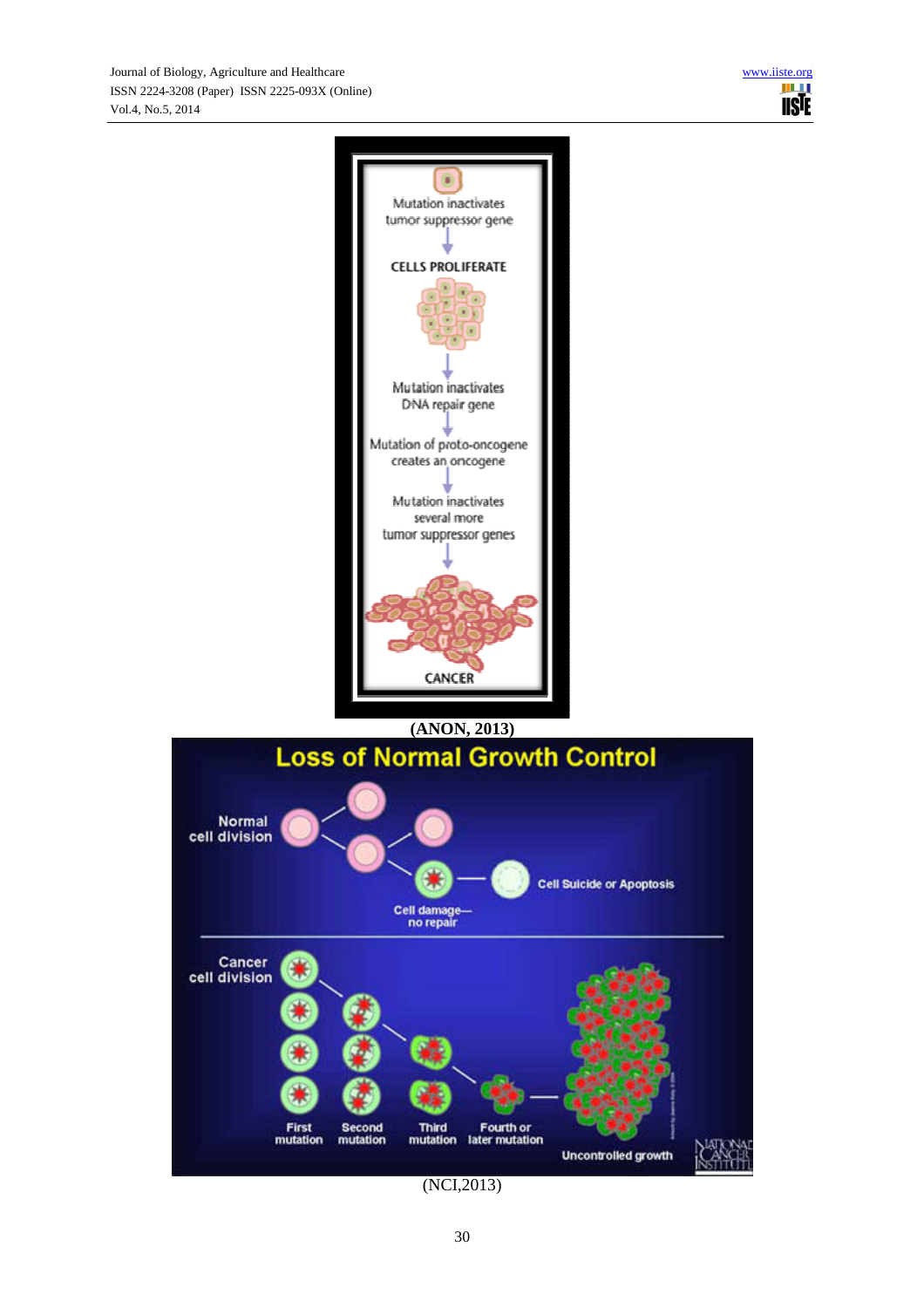Mutation inactivates tumor suppressor gene

CELLS PROLIFERATE

Mutation inactivates DNA repair gene

Mutation of proto-oncogene creates an oncogene

Mutation inactivates several more tumor suppressor genes

CANCER

**(ANON, 2013)**

**Loss of Normal Growth Control**

Normal cell division

Cell damage— no repair

Cell Suicide or Apoptosis

Cancer cell division

First mutation

Second mutation

Third mutation

Fourth or later mutation

Uncontrolled growth

(NCI,2013)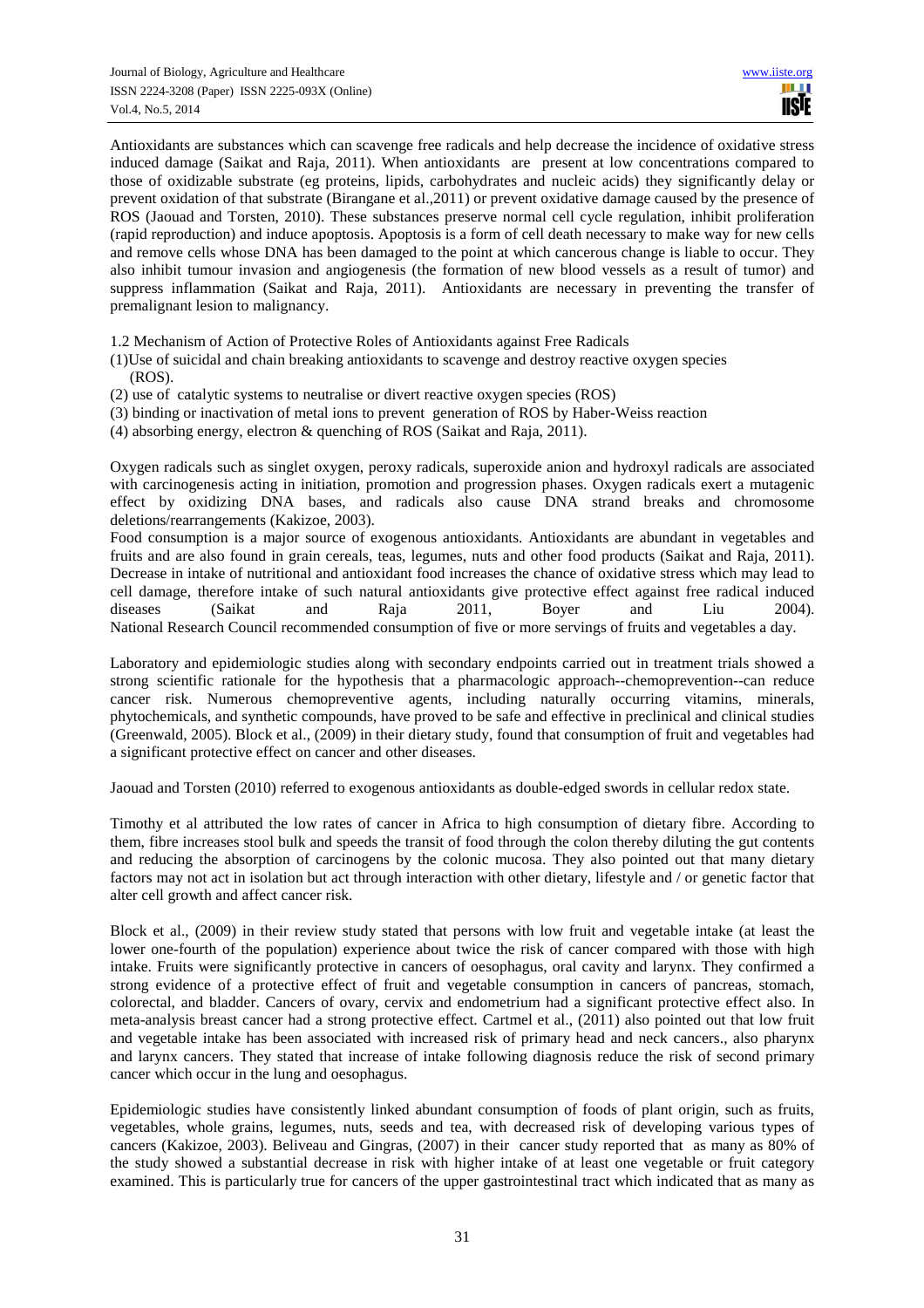Antioxidants are substances which can scavenge free radicals and help decrease the incidence of oxidative stress induced damage (Saikat and Raja, 2011). When antioxidants are present at low concentrations compared to those of oxidizable substrate (eg proteins, lipids, carbohydrates and nucleic acids) they significantly delay or prevent oxidation of that substrate (Birangane et al.,2011) or prevent oxidative damage caused by the presence of ROS (Jaouad and Torsten, 2010). These substances preserve normal cell cycle regulation, inhibit proliferation (rapid reproduction) and induce apoptosis. Apoptosis is a form of cell death necessary to make way for new cells and remove cells whose DNA has been damaged to the point at which cancerous change is liable to occur. They also inhibit tumour invasion and angiogenesis (the formation of new blood vessels as a result of tumor) and suppress inflammation (Saikat and Raja, 2011). Antioxidants are necessary in preventing the transfer of premalignant lesion to malignancy.

### 1.2 Mechanism of Action of Protective Roles of Antioxidants against Free Radicals

(1)Use of suicidal and chain breaking antioxidants to scavenge and destroy reactive oxygen species (ROS).
(2) use of catalytic systems to neutralise or divert reactive oxygen species (ROS)
(3) binding or inactivation of metal ions to prevent generation of ROS by Haber-Weiss reaction
(4) absorbing energy, electron & quenching of ROS (Saikat and Raja, 2011).

Oxygen radicals such as singlet oxygen, peroxy radicals, superoxide anion and hydroxyl radicals are associated with carcinogenesis acting in initiation, promotion and progression phases. Oxygen radicals exert a mutagenic effect by oxidizing DNA bases, and radicals also cause DNA strand breaks and chromosome deletions/rearrangements (Kakizoe, 2003).

Food consumption is a major source of exogenous antioxidants. Antioxidants are abundant in vegetables and fruits and are also found in grain cereals, teas, legumes, nuts and other food products (Saikat and Raja, 2011). Decrease in intake of nutritional and antioxidant food increases the chance of oxidative stress which may lead to cell damage, therefore intake of such natural antioxidants give protective effect against free radical induced diseases (Saikat and Raja 2011, Boyer and Liu 2004).
National Research Council recommended consumption of five or more servings of fruits and vegetables a day.

Laboratory and epidemiologic studies along with secondary endpoints carried out in treatment trials showed a strong scientific rationale for the hypothesis that a pharmacologic approach--chemoprevention--can reduce cancer risk. Numerous chemopreventive agents, including naturally occurring vitamins, minerals, phytochemicals, and synthetic compounds, have proved to be safe and effective in preclinical and clinical studies (Greenwald, 2005). Block et al., (2009) in their dietary study, found that consumption of fruit and vegetables had a significant protective effect on cancer and other diseases.

Jaouad and Torsten (2010) referred to exogenous antioxidants as double-edged swords in cellular redox state.

Timothy et al attributed the low rates of cancer in Africa to high consumption of dietary fibre. According to them, fibre increases stool bulk and speeds the transit of food through the colon thereby diluting the gut contents and reducing the absorption of carcinogens by the colonic mucosa. They also pointed out that many dietary factors may not act in isolation but act through interaction with other dietary, lifestyle and / or genetic factor that alter cell growth and affect cancer risk.

Block et al., (2009) in their review study stated that persons with low fruit and vegetable intake (at least the lower one-fourth of the population) experience about twice the risk of cancer compared with those with high intake. Fruits were significantly protective in cancers of oesophagus, oral cavity and larynx. They confirmed a strong evidence of a protective effect of fruit and vegetable consumption in cancers of pancreas, stomach, colorectal, and bladder. Cancers of ovary, cervix and endometrium had a significant protective effect also. In meta-analysis breast cancer had a strong protective effect. Cartmel et al., (2011) also pointed out that low fruit and vegetable intake has been associated with increased risk of primary head and neck cancers., also pharynx and larynx cancers. They stated that increase of intake following diagnosis reduce the risk of second primary cancer which occur in the lung and oesophagus.

Epidemiologic studies have consistently linked abundant consumption of foods of plant origin, such as fruits, vegetables, whole grains, legumes, nuts, seeds and tea, with decreased risk of developing various types of cancers (Kakizoe, 2003). Beliveau and Gingras, (2007) in their cancer study reported that as many as 80% of the study showed a substantial decrease in risk with higher intake of at least one vegetable or fruit category examined. This is particularly true for cancers of the upper gastrointestinal tract which indicated that as many as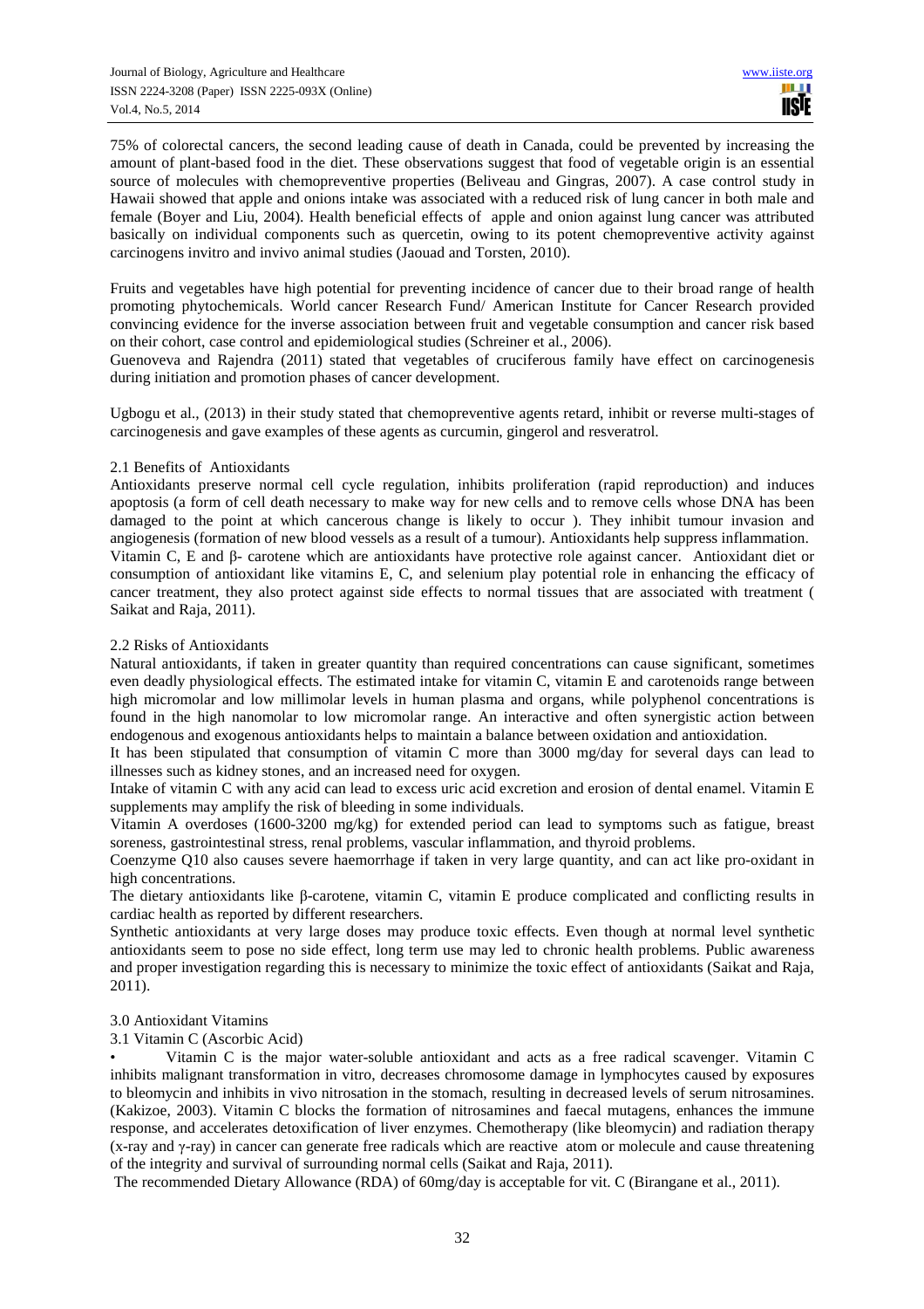75% of colorectal cancers, the second leading cause of death in Canada, could be prevented by increasing the amount of plant-based food in the diet. These observations suggest that food of vegetable origin is an essential source of molecules with chemopreventive properties (Beliveau and Gingras, 2007). A case control study in Hawaii showed that apple and onions intake was associated with a reduced risk of lung cancer in both male and female (Boyer and Liu, 2004). Health beneficial effects of apple and onion against lung cancer was attributed basically on individual components such as quercetin, owing to its potent chemopreventive activity against carcinogens invitro and invivo animal studies (Jaouad and Torsten, 2010).

Fruits and vegetables have high potential for preventing incidence of cancer due to their broad range of health promoting phytochemicals. World cancer Research Fund/ American Institute for Cancer Research provided convincing evidence for the inverse association between fruit and vegetable consumption and cancer risk based on their cohort, case control and epidemiological studies (Schreiner et al., 2006).

Guenoveva and Rajendra (2011) stated that vegetables of cruciferous family have effect on carcinogenesis during initiation and promotion phases of cancer development.

Ugbogu et al., (2013) in their study stated that chemopreventive agents retard, inhibit or reverse multi-stages of carcinogenesis and gave examples of these agents as curcumin, gingerol and resveratrol.

### 2.1 Benefits of Antioxidants

Antioxidants preserve normal cell cycle regulation, inhibits proliferation (rapid reproduction) and induces apoptosis (a form of cell death necessary to make way for new cells and to remove cells whose DNA has been damaged to the point at which cancerous change is likely to occur ). They inhibit tumour invasion and angiogenesis (formation of new blood vessels as a result of a tumour). Antioxidants help suppress inflammation.

Vitamin C, E and β- carotene which are antioxidants have protective role against cancer. Antioxidant diet or consumption of antioxidant like vitamins E, C, and selenium play potential role in enhancing the efficacy of cancer treatment, they also protect against side effects to normal tissues that are associated with treatment ( Saikat and Raja, 2011).

### 2.2 Risks of Antioxidants

Natural antioxidants, if taken in greater quantity than required concentrations can cause significant, sometimes even deadly physiological effects. The estimated intake for vitamin C, vitamin E and carotenoids range between high micromolar and low millimolar levels in human plasma and organs, while polyphenol concentrations is found in the high nanomolar to low micromolar range. An interactive and often synergistic action between endogenous and exogenous antioxidants helps to maintain a balance between oxidation and antioxidation.

It has been stipulated that consumption of vitamin C more than 3000 mg/day for several days can lead to illnesses such as kidney stones, and an increased need for oxygen.

Intake of vitamin C with any acid can lead to excess uric acid excretion and erosion of dental enamel. Vitamin E supplements may amplify the risk of bleeding in some individuals.

Vitamin A overdoses (1600-3200 mg/kg) for extended period can lead to symptoms such as fatigue, breast soreness, gastrointestinal stress, renal problems, vascular inflammation, and thyroid problems.

Coenzyme Q10 also causes severe haemorrhage if taken in very large quantity, and can act like pro-oxidant in high concentrations.

The dietary antioxidants like β-carotene, vitamin C, vitamin E produce complicated and conflicting results in cardiac health as reported by different researchers.

Synthetic antioxidants at very large doses may produce toxic effects. Even though at normal level synthetic antioxidants seem to pose no side effect, long term use may led to chronic health problems. Public awareness and proper investigation regarding this is necessary to minimize the toxic effect of antioxidants (Saikat and Raja, 2011).

## 3.0 Antioxidant Vitamins

### 3.1 Vitamin C (Ascorbic Acid)

- Vitamin C is the major water-soluble antioxidant and acts as a free radical scavenger. Vitamin C inhibits malignant transformation in vitro, decreases chromosome damage in lymphocytes caused by exposures to bleomycin and inhibits in vivo nitrosation in the stomach, resulting in decreased levels of serum nitrosamines. (Kakizoe, 2003). Vitamin C blocks the formation of nitrosamines and faecal mutagens, enhances the immune response, and accelerates detoxification of liver enzymes. Chemotherapy (like bleomycin) and radiation therapy (x-ray and γ-ray) in cancer can generate free radicals which are reactive atom or molecule and cause threatening of the integrity and survival of surrounding normal cells (Saikat and Raja, 2011).

The recommended Dietary Allowance (RDA) of 60mg/day is acceptable for vit. C (Birangane et al., 2011).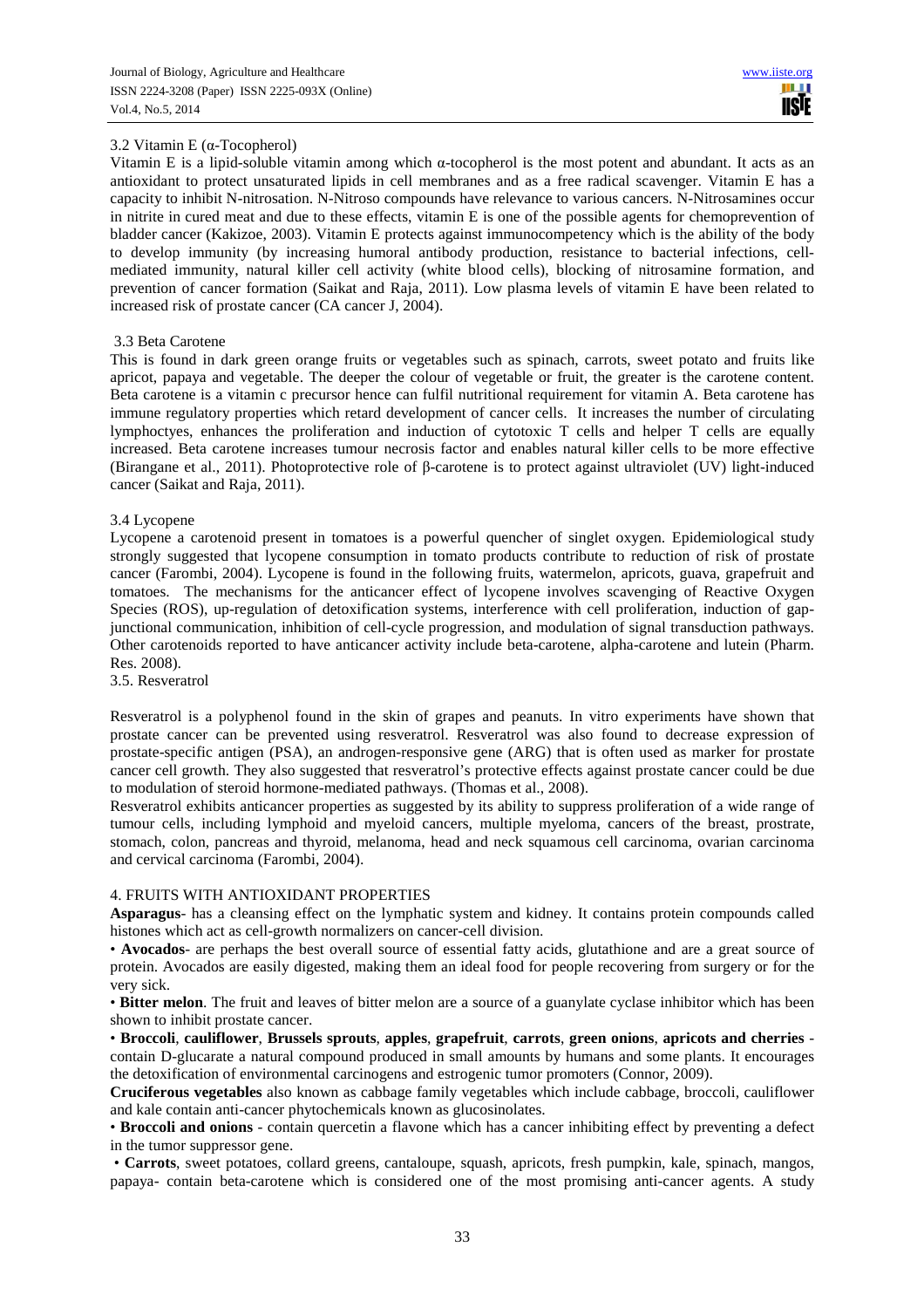### 3.2 Vitamin E (α-Tocopherol)

Vitamin E is a lipid-soluble vitamin among which α-tocopherol is the most potent and abundant. It acts as an antioxidant to protect unsaturated lipids in cell membranes and as a free radical scavenger. Vitamin E has a capacity to inhibit N-nitrosation. N-Nitroso compounds have relevance to various cancers. N-Nitrosamines occur in nitrite in cured meat and due to these effects, vitamin E is one of the possible agents for chemoprevention of bladder cancer (Kakizoe, 2003). Vitamin E protects against immunocompetency which is the ability of the body to develop immunity (by increasing humoral antibody production, resistance to bacterial infections, cell-mediated immunity, natural killer cell activity (white blood cells), blocking of nitrosamine formation, and prevention of cancer formation (Saikat and Raja, 2011). Low plasma levels of vitamin E have been related to increased risk of prostate cancer (CA cancer J, 2004).

### 3.3 Beta Carotene

This is found in dark green orange fruits or vegetables such as spinach, carrots, sweet potato and fruits like apricot, papaya and vegetable. The deeper the colour of vegetable or fruit, the greater is the carotene content. Beta carotene is a vitamin c precursor hence can fulfil nutritional requirement for vitamin A. Beta carotene has immune regulatory properties which retard development of cancer cells. It increases the number of circulating lymphoctyes, enhances the proliferation and induction of cytotoxic T cells and helper T cells are equally increased. Beta carotene increases tumour necrosis factor and enables natural killer cells to be more effective (Birangane et al., 2011). Photoprotective role of β-carotene is to protect against ultraviolet (UV) light-induced cancer (Saikat and Raja, 2011).

### 3.4 Lycopene

Lycopene a carotenoid present in tomatoes is a powerful quencher of singlet oxygen. Epidemiological study strongly suggested that lycopene consumption in tomato products contribute to reduction of risk of prostate cancer (Farombi, 2004). Lycopene is found in the following fruits, watermelon, apricots, guava, grapefruit and tomatoes. The mechanisms for the anticancer effect of lycopene involves scavenging of Reactive Oxygen Species (ROS), up-regulation of detoxification systems, interference with cell proliferation, induction of gap-junctional communication, inhibition of cell-cycle progression, and modulation of signal transduction pathways. Other carotenoids reported to have anticancer activity include beta-carotene, alpha-carotene and lutein (Pharm. Res. 2008).

### 3.5. Resveratrol

Resveratrol is a polyphenol found in the skin of grapes and peanuts. In vitro experiments have shown that prostate cancer can be prevented using resveratrol. Resveratrol was also found to decrease expression of prostate-specific antigen (PSA), an androgen-responsive gene (ARG) that is often used as marker for prostate cancer cell growth. They also suggested that resveratrol's protective effects against prostate cancer could be due to modulation of steroid hormone-mediated pathways. (Thomas et al., 2008).

Resveratrol exhibits anticancer properties as suggested by its ability to suppress proliferation of a wide range of tumour cells, including lymphoid and myeloid cancers, multiple myeloma, cancers of the breast, prostrate, stomach, colon, pancreas and thyroid, melanoma, head and neck squamous cell carcinoma, ovarian carcinoma and cervical carcinoma (Farombi, 2004).

## 4. FRUITS WITH ANTIOXIDANT PROPERTIES

**Asparagus**- has a cleansing effect on the lymphatic system and kidney. It contains protein compounds called histones which act as cell-growth normalizers on cancer-cell division.

- **Avocados**- are perhaps the best overall source of essential fatty acids, glutathione and are a great source of protein. Avocados are easily digested, making them an ideal food for people recovering from surgery or for the very sick.
- **Bitter melon**. The fruit and leaves of bitter melon are a source of a guanylate cyclase inhibitor which has been shown to inhibit prostate cancer.
- **Broccoli**, **cauliflower**, **Brussels sprouts**, **apples**, **grapefruit**, **carrots**, **green onions**, **apricots and cherries** - contain D-glucarate a natural compound produced in small amounts by humans and some plants. It encourages the detoxification of environmental carcinogens and estrogenic tumor promoters (Connor, 2009).

**Cruciferous vegetables** also known as cabbage family vegetables which include cabbage, broccoli, cauliflower and kale contain anti-cancer phytochemicals known as glucosinolates.

- **Broccoli and onions** - contain quercetin a flavone which has a cancer inhibiting effect by preventing a defect in the tumor suppressor gene.
- **Carrots**, sweet potatoes, collard greens, cantaloupe, squash, apricots, fresh pumpkin, kale, spinach, mangos, papaya- contain beta-carotene which is considered one of the most promising anti-cancer agents. A study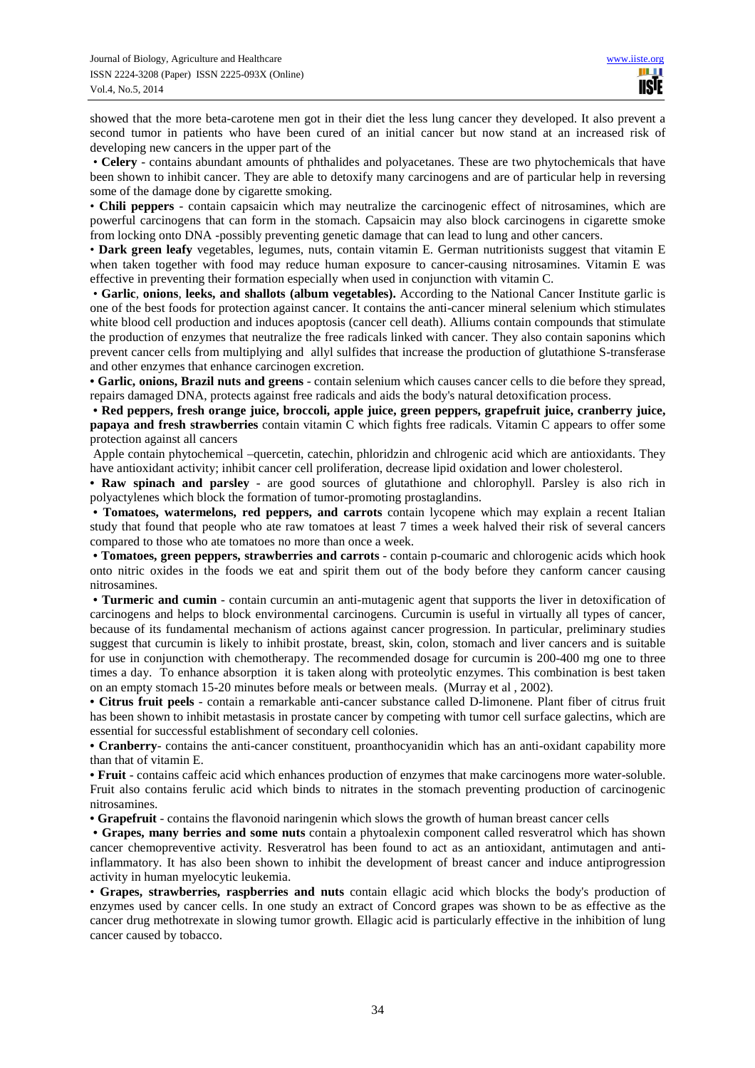showed that the more beta-carotene men got in their diet the less lung cancer they developed. It also prevent a second tumor in patients who have been cured of an initial cancer but now stand at an increased risk of developing new cancers in the upper part of the

• **Celery** - contains abundant amounts of phthalides and polyacetanes. These are two phytochemicals that have been shown to inhibit cancer. They are able to detoxify many carcinogens and are of particular help in reversing some of the damage done by cigarette smoking.

• **Chili peppers** - contain capsaicin which may neutralize the carcinogenic effect of nitrosamines, which are powerful carcinogens that can form in the stomach. Capsaicin may also block carcinogens in cigarette smoke from locking onto DNA -possibly preventing genetic damage that can lead to lung and other cancers.

• **Dark green leafy** vegetables, legumes, nuts, contain vitamin E. German nutritionists suggest that vitamin E when taken together with food may reduce human exposure to cancer-causing nitrosamines. Vitamin E was effective in preventing their formation especially when used in conjunction with vitamin C.

• **Garlic**, **onions**, **leeks, and shallots (album vegetables).** According to the National Cancer Institute garlic is one of the best foods for protection against cancer. It contains the anti-cancer mineral selenium which stimulates white blood cell production and induces apoptosis (cancer cell death). Alliums contain compounds that stimulate the production of enzymes that neutralize the free radicals linked with cancer. They also contain saponins which prevent cancer cells from multiplying and allyl sulfides that increase the production of glutathione S-transferase and other enzymes that enhance carcinogen excretion.

• **Garlic, onions, Brazil nuts and greens** - contain selenium which causes cancer cells to die before they spread, repairs damaged DNA, protects against free radicals and aids the body's natural detoxification process.

• **Red peppers, fresh orange juice, broccoli, apple juice, green peppers, grapefruit juice, cranberry juice, papaya and fresh strawberries** contain vitamin C which fights free radicals. Vitamin C appears to offer some protection against all cancers

Apple contain phytochemical –quercetin, catechin, phloridzin and chlrogenic acid which are antioxidants. They have antioxidant activity; inhibit cancer cell proliferation, decrease lipid oxidation and lower cholesterol.

• **Raw spinach and parsley** - are good sources of glutathione and chlorophyll. Parsley is also rich in polyactylenes which block the formation of tumor-promoting prostaglandins.

• **Tomatoes, watermelons, red peppers, and carrots** contain lycopene which may explain a recent Italian study that found that people who ate raw tomatoes at least 7 times a week halved their risk of several cancers compared to those who ate tomatoes no more than once a week.

• **Tomatoes, green peppers, strawberries and carrots** - contain p-coumaric and chlorogenic acids which hook onto nitric oxides in the foods we eat and spirit them out of the body before they canform cancer causing nitrosamines.

• **Turmeric and cumin** - contain curcumin an anti-mutagenic agent that supports the liver in detoxification of carcinogens and helps to block environmental carcinogens. Curcumin is useful in virtually all types of cancer, because of its fundamental mechanism of actions against cancer progression. In particular, preliminary studies suggest that curcumin is likely to inhibit prostate, breast, skin, colon, stomach and liver cancers and is suitable for use in conjunction with chemotherapy. The recommended dosage for curcumin is 200-400 mg one to three times a day. To enhance absorption it is taken along with proteolytic enzymes. This combination is best taken on an empty stomach 15-20 minutes before meals or between meals. (Murray et al , 2002).

• **Citrus fruit peels** - contain a remarkable anti-cancer substance called D-limonene. Plant fiber of citrus fruit has been shown to inhibit metastasis in prostate cancer by competing with tumor cell surface galectins, which are essential for successful establishment of secondary cell colonies.

• **Cranberry**- contains the anti-cancer constituent, proanthocyanidin which has an anti-oxidant capability more than that of vitamin E.

• **Fruit** - contains caffeic acid which enhances production of enzymes that make carcinogens more water-soluble. Fruit also contains ferulic acid which binds to nitrates in the stomach preventing production of carcinogenic nitrosamines.

• **Grapefruit** - contains the flavonoid naringenin which slows the growth of human breast cancer cells

• **Grapes, many berries and some nuts** contain a phytoalexin component called resveratrol which has shown cancer chemopreventive activity. Resveratrol has been found to act as an antioxidant, antimutagen and anti-inflammatory. It has also been shown to inhibit the development of breast cancer and induce antiprogression activity in human myelocytic leukemia.

• **Grapes, strawberries, raspberries and nuts** contain ellagic acid which blocks the body's production of enzymes used by cancer cells. In one study an extract of Concord grapes was shown to be as effective as the cancer drug methotrexate in slowing tumor growth. Ellagic acid is particularly effective in the inhibition of lung cancer caused by tobacco.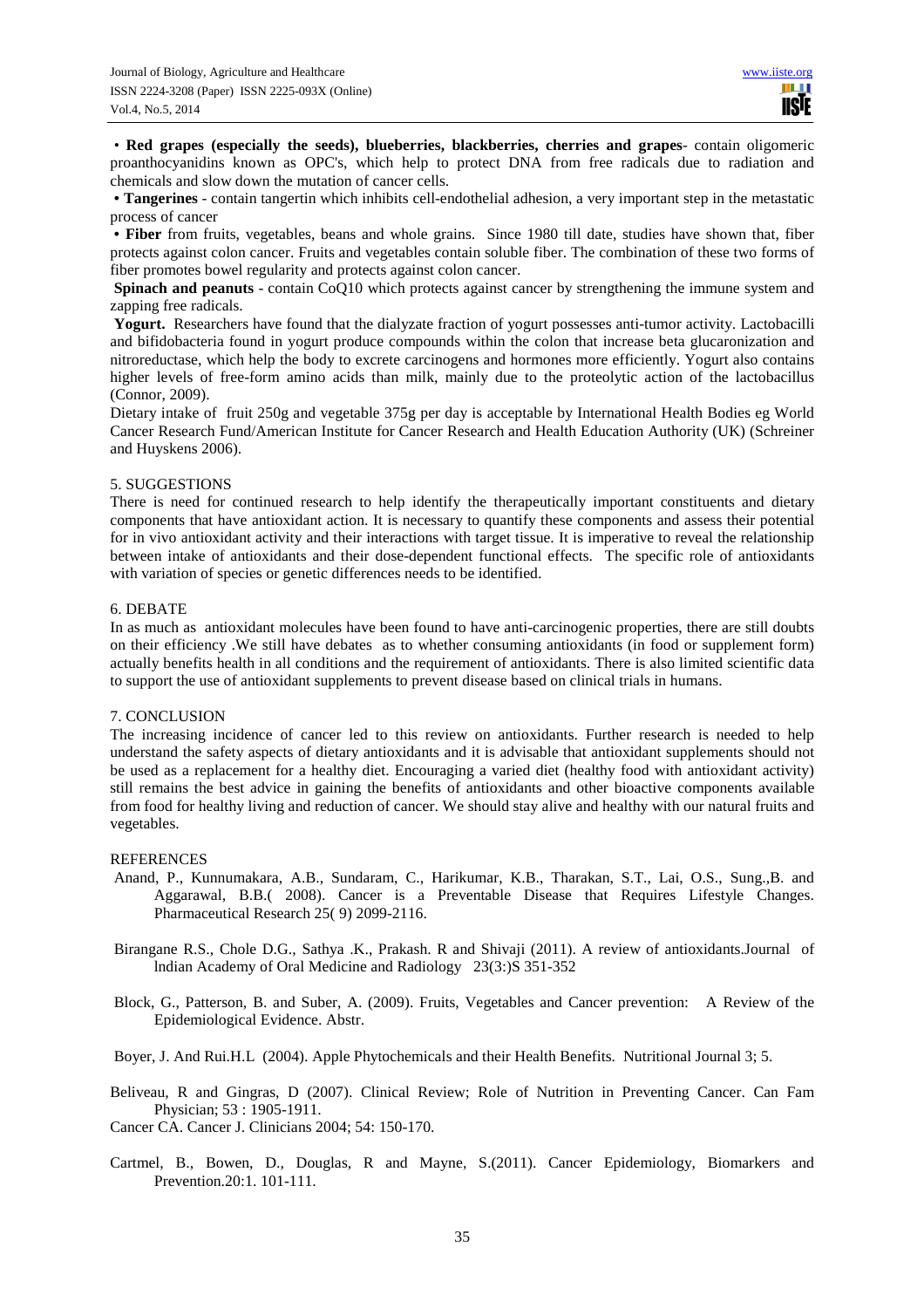- **Red grapes (especially the seeds), blueberries, blackberries, cherries and grapes**- contain oligomeric proanthocyanidins known as OPC's, which help to protect DNA from free radicals due to radiation and chemicals and slow down the mutation of cancer cells.
- **Tangerines** - contain tangertin which inhibits cell-endothelial adhesion, a very important step in the metastatic process of cancer
- **Fiber** from fruits, vegetables, beans and whole grains. Since 1980 till date, studies have shown that, fiber protects against colon cancer. Fruits and vegetables contain soluble fiber. The combination of these two forms of fiber promotes bowel regularity and protects against colon cancer.

**Spinach and peanuts** - contain CoQ10 which protects against cancer by strengthening the immune system and zapping free radicals.

**Yogurt.** Researchers have found that the dialyzate fraction of yogurt possesses anti-tumor activity. Lactobacilli and bifidobacteria found in yogurt produce compounds within the colon that increase beta glucaronization and nitroreductase, which help the body to excrete carcinogens and hormones more efficiently. Yogurt also contains higher levels of free-form amino acids than milk, mainly due to the proteolytic action of the lactobacillus (Connor, 2009).

Dietary intake of fruit 250g and vegetable 375g per day is acceptable by International Health Bodies eg World Cancer Research Fund/American Institute for Cancer Research and Health Education Authority (UK) (Schreiner and Huyskens 2006).

## 5. SUGGESTIONS

There is need for continued research to help identify the therapeutically important constituents and dietary components that have antioxidant action. It is necessary to quantify these components and assess their potential for in vivo antioxidant activity and their interactions with target tissue. It is imperative to reveal the relationship between intake of antioxidants and their dose-dependent functional effects. The specific role of antioxidants with variation of species or genetic differences needs to be identified.

## 6. DEBATE

In as much as antioxidant molecules have been found to have anti-carcinogenic properties, there are still doubts on their efficiency .We still have debates as to whether consuming antioxidants (in food or supplement form) actually benefits health in all conditions and the requirement of antioxidants. There is also limited scientific data to support the use of antioxidant supplements to prevent disease based on clinical trials in humans.

## 7. CONCLUSION

The increasing incidence of cancer led to this review on antioxidants. Further research is needed to help understand the safety aspects of dietary antioxidants and it is advisable that antioxidant supplements should not be used as a replacement for a healthy diet. Encouraging a varied diet (healthy food with antioxidant activity) still remains the best advice in gaining the benefits of antioxidants and other bioactive components available from food for healthy living and reduction of cancer. We should stay alive and healthy with our natural fruits and vegetables.

## REFERENCES

Anand, P., Kunnumakara, A.B., Sundaram, C., Harikumar, K.B., Tharakan, S.T., Lai, O.S., Sung.,B. and Aggarawal, B.B.( 2008). Cancer is a Preventable Disease that Requires Lifestyle Changes. Pharmaceutical Research 25( 9) 2099-2116.

Birangane R.S., Chole D.G., Sathya .K., Prakash. R and Shivaji (2011). A review of antioxidants.Journal of lndian Academy of Oral Medicine and Radiology 23(3:)S 351-352

Block, G., Patterson, B. and Suber, A. (2009). Fruits, Vegetables and Cancer prevention: A Review of the Epidemiological Evidence. Abstr.

Boyer, J. And Rui.H.L (2004). Apple Phytochemicals and their Health Benefits. Nutritional Journal 3; 5.

Beliveau, R and Gingras, D (2007). Clinical Review; Role of Nutrition in Preventing Cancer. Can Fam Physician; 53 : 1905-1911.

Cancer CA. Cancer J. Clinicians 2004; 54: 150-170.

Cartmel, B., Bowen, D., Douglas, R and Mayne, S.(2011). Cancer Epidemiology, Biomarkers and Prevention.20:1. 101-111.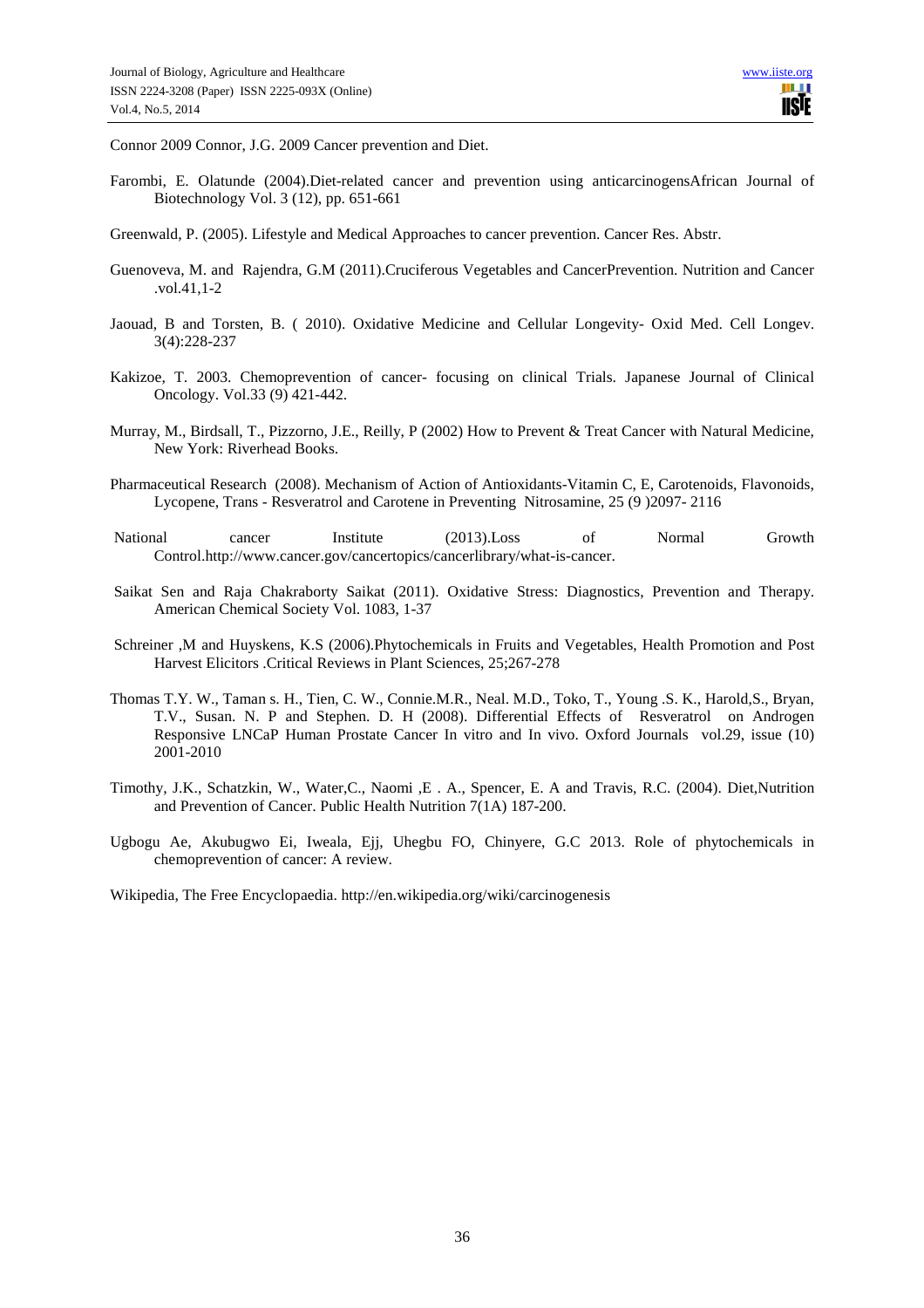Connor 2009 Connor, J.G. 2009 Cancer prevention and Diet.

Farombi, E. Olatunde (2004).Diet-related cancer and prevention using anticarcinogensAfrican Journal of Biotechnology Vol. 3 (12), pp. 651-661

Greenwald, P. (2005). Lifestyle and Medical Approaches to cancer prevention. Cancer Res. Abstr.

Guenoveva, M. and Rajendra, G.M (2011).Cruciferous Vegetables and CancerPrevention. Nutrition and Cancer .vol.41,1-2

Jaouad, B and Torsten, B. ( 2010). Oxidative Medicine and Cellular Longevity- Oxid Med. Cell Longev. 3(4):228-237

Kakizoe, T. 2003. Chemoprevention of cancer- focusing on clinical Trials. Japanese Journal of Clinical Oncology. Vol.33 (9) 421-442.

Murray, M., Birdsall, T., Pizzorno, J.E., Reilly, P (2002) How to Prevent & Treat Cancer with Natural Medicine, New York: Riverhead Books.

Pharmaceutical Research (2008). Mechanism of Action of Antioxidants-Vitamin C, E, Carotenoids, Flavonoids, Lycopene, Trans - Resveratrol and Carotene in Preventing Nitrosamine, 25 (9 )2097- 2116

National cancer Institute (2013).Loss of Normal Growth Control.http://www.cancer.gov/cancertopics/cancerlibrary/what-is-cancer.

Saikat Sen and Raja Chakraborty Saikat (2011). Oxidative Stress: Diagnostics, Prevention and Therapy. American Chemical Society Vol. 1083, 1-37

Schreiner ,M and Huyskens, K.S (2006).Phytochemicals in Fruits and Vegetables, Health Promotion and Post Harvest Elicitors .Critical Reviews in Plant Sciences, 25;267-278

Thomas T.Y. W., Taman s. H., Tien, C. W., Connie.M.R., Neal. M.D., Toko, T., Young .S. K., Harold,S., Bryan, T.V., Susan. N. P and Stephen. D. H (2008). Differential Effects of Resveratrol on Androgen Responsive LNCaP Human Prostate Cancer In vitro and In vivo. Oxford Journals vol.29, issue (10) 2001-2010

Timothy, J.K., Schatzkin, W., Water,C., Naomi ,E . A., Spencer, E. A and Travis, R.C. (2004). Diet,Nutrition and Prevention of Cancer. Public Health Nutrition 7(1A) 187-200.

Ugbogu Ae, Akubugwo Ei, Iweala, Ejj, Uhegbu FO, Chinyere, G.C 2013. Role of phytochemicals in chemoprevention of cancer: A review.

Wikipedia, The Free Encyclopaedia. http://en.wikipedia.org/wiki/carcinogenesis